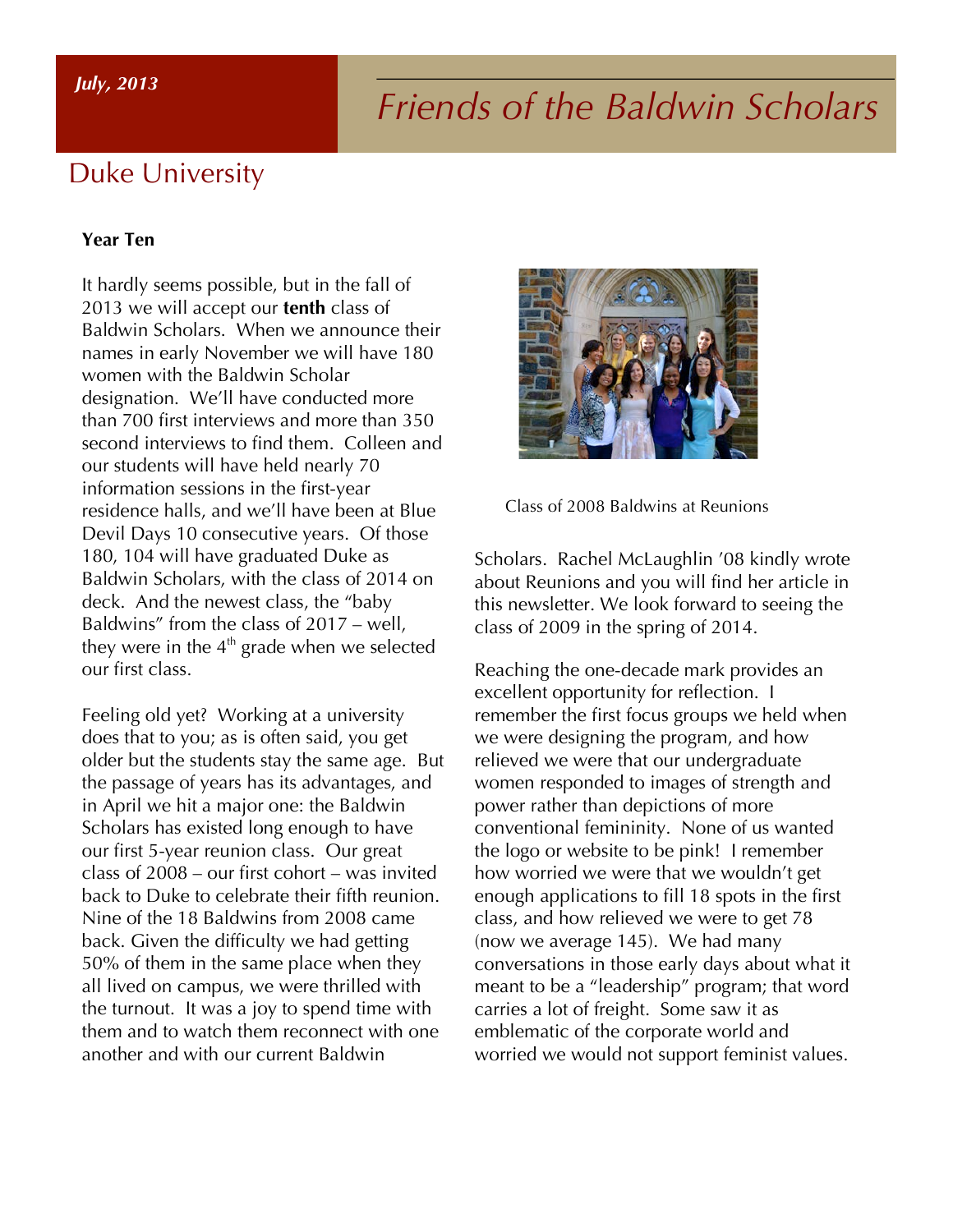*July, 2013*

# Friends of the Baldwin Scholars

## Duke University

**Year Ten**

It hardly seems possible, but in the fall of 2013 we will accept our **tenth** class of Baldwin Scholars. When we announce their names in early November we will have 180 women with the Baldwin Scholar designation. We'll have conducted more than 700 first interviews and more than 350 second interviews to find them. Colleen and our students will have held nearly 70 information sessions in the first-year residence halls, and we'll have been at Blue Devil Days 10 consecutive years. Of those 180, 104 will have graduated Duke as Baldwin Scholars, with the class of 2014 on deck. And the newest class, the "baby Baldwins" from the class of 2017 – well, they were in the 4th grade when we selected our first class.

Feeling old yet? Working at a university does that to you; as is often said, you get older but the students stay the same age. But the passage of years has its advantages, and in April we hit a major one: the Baldwin Scholars has existed long enough to have our first 5-year reunion class. Our great class of 2008 – our first cohort – was invited back to Duke to celebrate their fifth reunion. Nine of the 18 Baldwins from 2008 came back. Given the difficulty we had getting 50% of them in the same place when they all lived on campus, we were thrilled with the turnout. It was a joy to spend time with them and to watch them reconnect with one another and with our current Baldwin Scholars. Rachel McLaughlin '08 kindly wrote about Reunions and you will find her article in this newsletter. We look forward to seeing the class of 2009 in the spring of 2014.

Class of 2008 Baldwins at Reunions

Reaching the one-decade mark provides an excellent opportunity for reflection. I remember the first focus groups we held when we were designing the program, and how relieved we were that our undergraduate women responded to images of strength and power rather than depictions of more conventional femininity. None of us wanted the logo or website to be pink! I remember how worried we were that we wouldn't get enough applications to fill 18 spots in the first class, and how relieved we were to get 78 (now we average 145). We had many conversations in those early days about what it meant to be a "leadership" program; that word carries a lot of freight. Some saw it as emblematic of the corporate world and worried we would not support feminist values.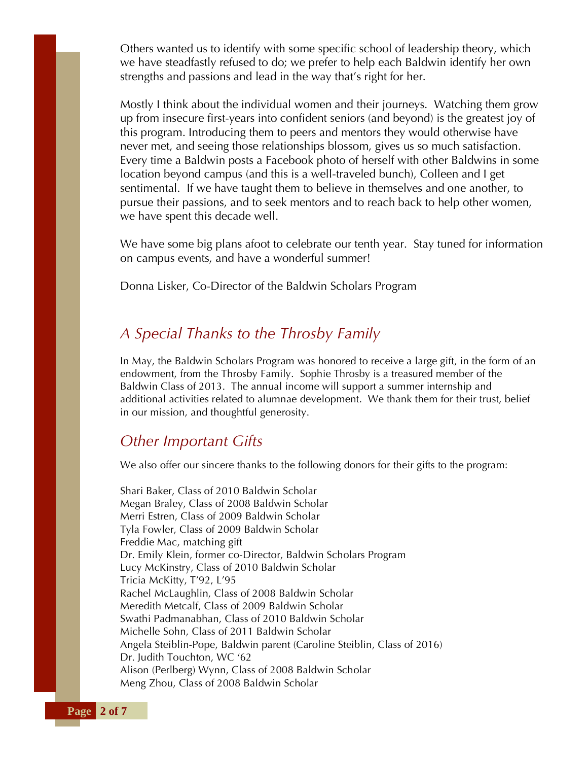Others wanted us to identify with some specific school of leadership theory, which we have steadfastly refused to do; we prefer to help each Baldwin identify her own strengths and passions and lead in the way that's right for her.

Mostly I think about the individual women and their journeys. Watching them grow up from insecure first-years into confident seniors (and beyond) is the greatest joy of this program. Introducing them to peers and mentors they would otherwise have never met, and seeing those relationships blossom, gives us so much satisfaction. Every time a Baldwin posts a Facebook photo of herself with other Baldwins in some location beyond campus (and this is a well-traveled bunch), Colleen and I get sentimental. If we have taught them to believe in themselves and one another, to pursue their passions, and to seek mentors and to reach back to help other women, we have spent this decade well.

We have some big plans afoot to celebrate our tenth year. Stay tuned for information on campus events, and have a wonderful summer!

Donna Lisker, Co-Director of the Baldwin Scholars Program

## *A Special Thanks to the Throsby Family*

In May, the Baldwin Scholars Program was honored to receive a large gift, in the form of an endowment, from the Throsby Family. Sophie Throsby is a treasured member of the Baldwin Class of 2013. The annual income will support a summer internship and additional activities related to alumnae development. We thank them for their trust, belief in our mission, and thoughtful generosity.

## *Other Important Gifts*

We also offer our sincere thanks to the following donors for their gifts to the program:

Shari Baker, Class of 2010 Baldwin Scholar
Megan Braley, Class of 2008 Baldwin Scholar
Merri Estren, Class of 2009 Baldwin Scholar
Tyla Fowler, Class of 2009 Baldwin Scholar
Freddie Mac, matching gift
Dr. Emily Klein, former co-Director, Baldwin Scholars Program
Lucy McKinstry, Class of 2010 Baldwin Scholar
Tricia McKitty, T'92, L'95
Rachel McLaughlin, Class of 2008 Baldwin Scholar
Meredith Metcalf, Class of 2009 Baldwin Scholar
Swathi Padmanabhan, Class of 2010 Baldwin Scholar
Michelle Sohn, Class of 2011 Baldwin Scholar
Angela Steiblin-Pope, Baldwin parent (Caroline Steiblin, Class of 2016)
Dr. Judith Touchton, WC '62
Alison (Perlberg) Wynn, Class of 2008 Baldwin Scholar
Meng Zhou, Class of 2008 Baldwin Scholar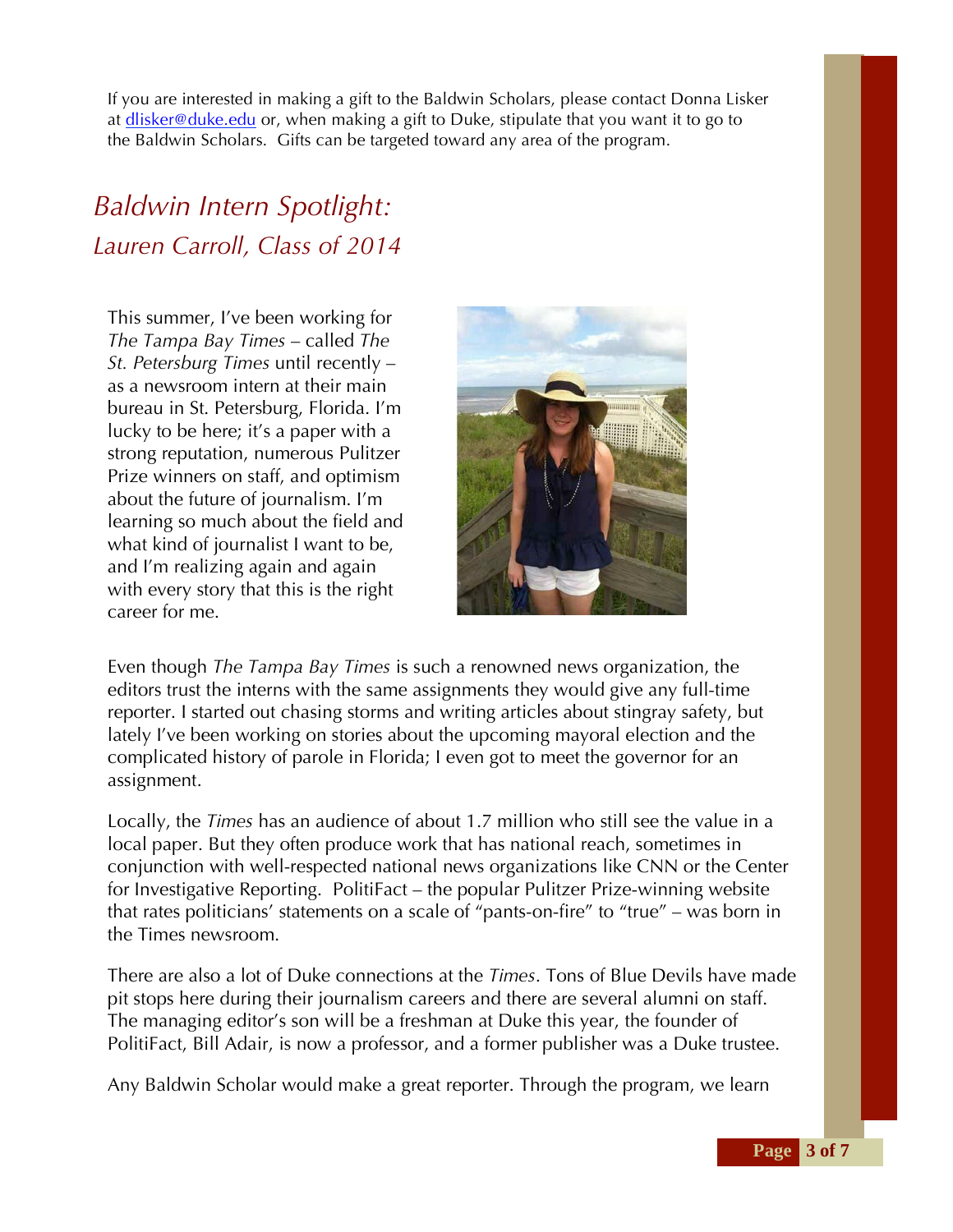If you are interested in making a gift to the Baldwin Scholars, please contact Donna Lisker at dlisker@duke.edu or, when making a gift to Duke, stipulate that you want it to go to the Baldwin Scholars. Gifts can be targeted toward any area of the program.

## *Baldwin Intern Spotlight:*
### *Lauren Carroll, Class of 2014*

This summer, I've been working for *The Tampa Bay Times* – called *The St. Petersburg Times* until recently – as a newsroom intern at their main bureau in St. Petersburg, Florida. I'm lucky to be here; it's a paper with a strong reputation, numerous Pulitzer Prize winners on staff, and optimism about the future of journalism. I'm learning so much about the field and what kind of journalist I want to be, and I'm realizing again and again with every story that this is the right career for me.

Even though *The Tampa Bay Times* is such a renowned news organization, the editors trust the interns with the same assignments they would give any full-time reporter. I started out chasing storms and writing articles about stingray safety, but lately I've been working on stories about the upcoming mayoral election and the complicated history of parole in Florida; I even got to meet the governor for an assignment.

Locally, the *Times* has an audience of about 1.7 million who still see the value in a local paper. But they often produce work that has national reach, sometimes in conjunction with well-respected national news organizations like CNN or the Center for Investigative Reporting. PolitiFact – the popular Pulitzer Prize-winning website that rates politicians' statements on a scale of "pants-on-fire" to "true" – was born in the Times newsroom.

There are also a lot of Duke connections at the *Times*. Tons of Blue Devils have made pit stops here during their journalism careers and there are several alumni on staff. The managing editor's son will be a freshman at Duke this year, the founder of PolitiFact, Bill Adair, is now a professor, and a former publisher was a Duke trustee.

Any Baldwin Scholar would make a great reporter. Through the program, we learn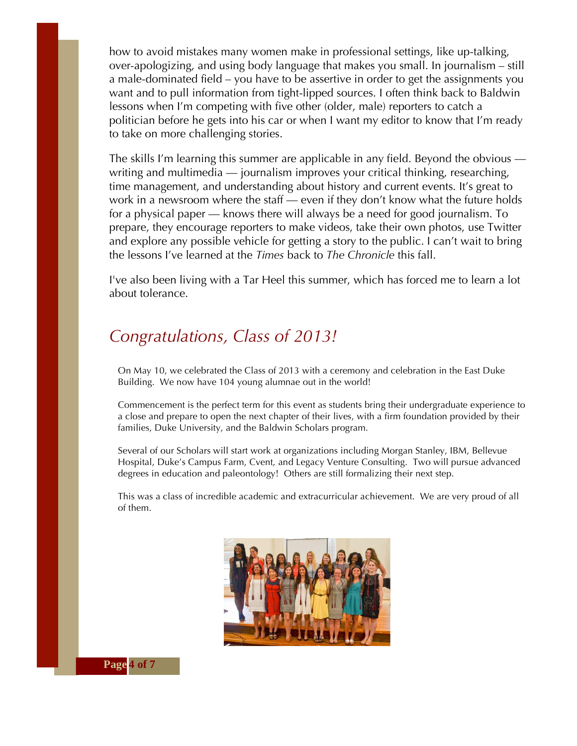how to avoid mistakes many women make in professional settings, like up-talking, over-apologizing, and using body language that makes you small. In journalism – still a male-dominated field – you have to be assertive in order to get the assignments you want and to pull information from tight-lipped sources. I often think back to Baldwin lessons when I'm competing with five other (older, male) reporters to catch a politician before he gets into his car or when I want my editor to know that I'm ready to take on more challenging stories.

The skills I'm learning this summer are applicable in any field. Beyond the obvious — writing and multimedia — journalism improves your critical thinking, researching, time management, and understanding about history and current events. It's great to work in a newsroom where the staff — even if they don't know what the future holds for a physical paper — knows there will always be a need for good journalism. To prepare, they encourage reporters to make videos, take their own photos, use Twitter and explore any possible vehicle for getting a story to the public. I can't wait to bring the lessons I've learned at the *Times* back to *The Chronicle* this fall.

I've also been living with a Tar Heel this summer, which has forced me to learn a lot about tolerance.

## *Congratulations, Class of 2013!*

On May 10, we celebrated the Class of 2013 with a ceremony and celebration in the East Duke Building. We now have 104 young alumnae out in the world!

Commencement is the perfect term for this event as students bring their undergraduate experience to a close and prepare to open the next chapter of their lives, with a firm foundation provided by their families, Duke University, and the Baldwin Scholars program.

Several of our Scholars will start work at organizations including Morgan Stanley, IBM, Bellevue Hospital, Duke's Campus Farm, Cvent, and Legacy Venture Consulting. Two will pursue advanced degrees in education and paleontology! Others are still formalizing their next step.

This was a class of incredible academic and extracurricular achievement. We are very proud of all of them.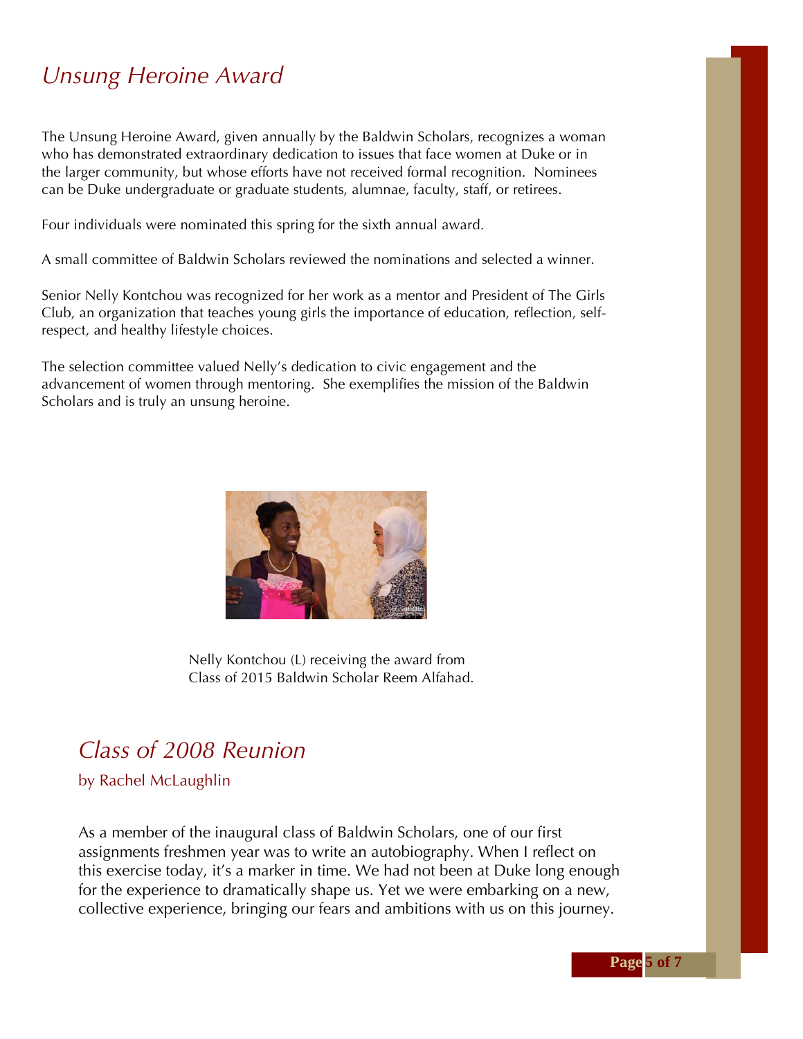## *Unsung Heroine Award*

The Unsung Heroine Award, given annually by the Baldwin Scholars, recognizes a woman who has demonstrated extraordinary dedication to issues that face women at Duke or in the larger community, but whose efforts have not received formal recognition. Nominees can be Duke undergraduate or graduate students, alumnae, faculty, staff, or retirees.

Four individuals were nominated this spring for the sixth annual award.

A small committee of Baldwin Scholars reviewed the nominations and selected a winner.

Senior Nelly Kontchou was recognized for her work as a mentor and President of The Girls Club, an organization that teaches young girls the importance of education, reflection, self-respect, and healthy lifestyle choices.

The selection committee valued Nelly's dedication to civic engagement and the advancement of women through mentoring. She exemplifies the mission of the Baldwin Scholars and is truly an unsung heroine.

Nelly Kontchou (L) receiving the award from Class of 2015 Baldwin Scholar Reem Alfahad.

## *Class of 2008 Reunion*

by Rachel McLaughlin

As a member of the inaugural class of Baldwin Scholars, one of our first assignments freshmen year was to write an autobiography. When I reflect on this exercise today, it's a marker in time. We had not been at Duke long enough for the experience to dramatically shape us. Yet we were embarking on a new, collective experience, bringing our fears and ambitions with us on this journey.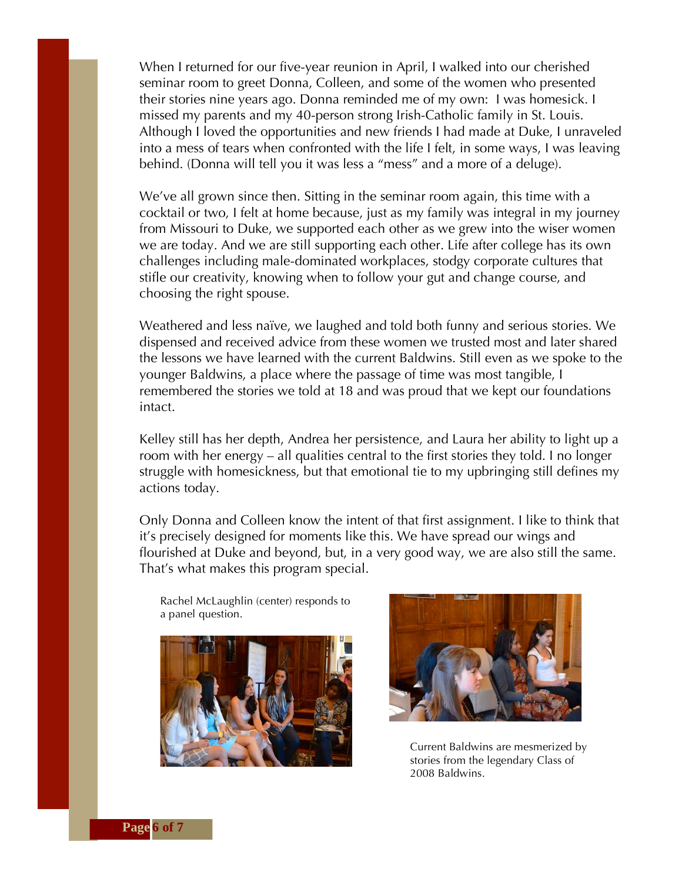When I returned for our five-year reunion in April, I walked into our cherished seminar room to greet Donna, Colleen, and some of the women who presented their stories nine years ago. Donna reminded me of my own: I was homesick. I missed my parents and my 40-person strong Irish-Catholic family in St. Louis. Although I loved the opportunities and new friends I had made at Duke, I unraveled into a mess of tears when confronted with the life I felt, in some ways, I was leaving behind. (Donna will tell you it was less a "mess" and a more of a deluge).

We've all grown since then. Sitting in the seminar room again, this time with a cocktail or two, I felt at home because, just as my family was integral in my journey from Missouri to Duke, we supported each other as we grew into the wiser women we are today. And we are still supporting each other. Life after college has its own challenges including male-dominated workplaces, stodgy corporate cultures that stifle our creativity, knowing when to follow your gut and change course, and choosing the right spouse.

Weathered and less naïve, we laughed and told both funny and serious stories. We dispensed and received advice from these women we trusted most and later shared the lessons we have learned with the current Baldwins. Still even as we spoke to the younger Baldwins, a place where the passage of time was most tangible, I remembered the stories we told at 18 and was proud that we kept our foundations intact.

Kelley still has her depth, Andrea her persistence, and Laura her ability to light up a room with her energy – all qualities central to the first stories they told. I no longer struggle with homesickness, but that emotional tie to my upbringing still defines my actions today.

Only Donna and Colleen know the intent of that first assignment. I like to think that it's precisely designed for moments like this. We have spread our wings and flourished at Duke and beyond, but, in a very good way, we are also still the same. That's what makes this program special.

Rachel McLaughlin (center) responds to a panel question.

Current Baldwins are mesmerized by stories from the legendary Class of 2008 Baldwins.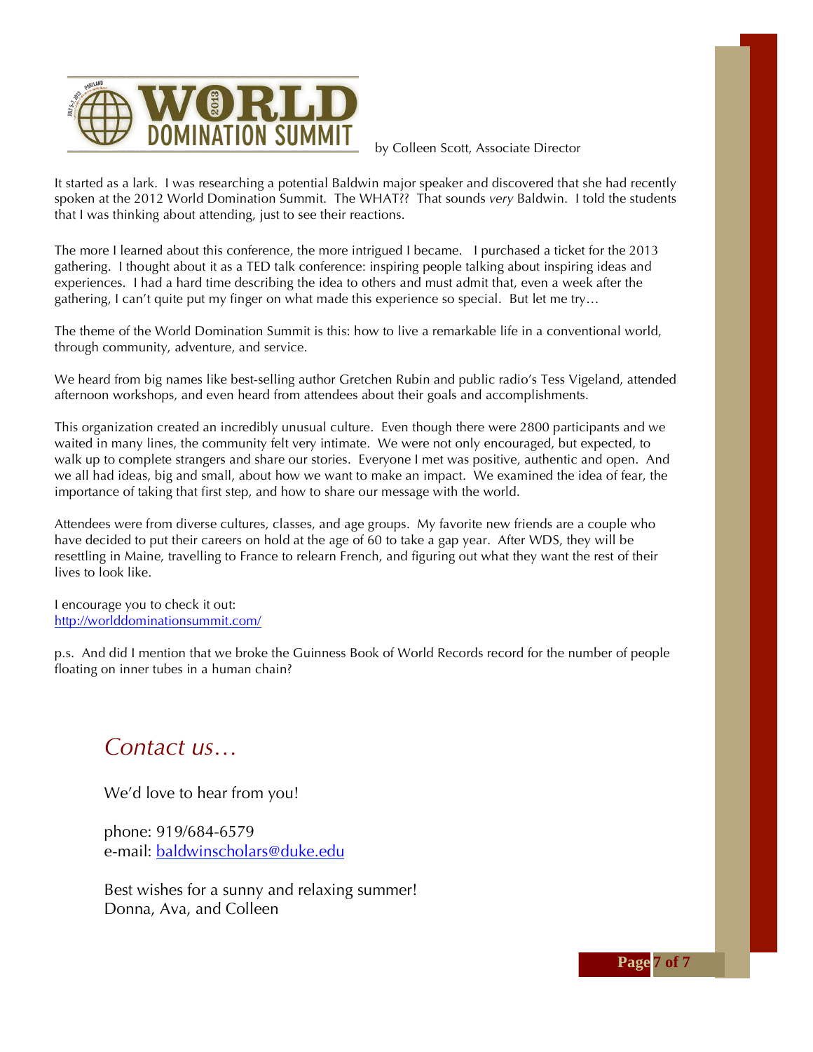# WORLD DOMINATION SUMMIT

by Colleen Scott, Associate Director

It started as a lark. I was researching a potential Baldwin major speaker and discovered that she had recently spoken at the 2012 World Domination Summit. The WHAT?? That sounds *very* Baldwin. I told the students that I was thinking about attending, just to see their reactions.

The more I learned about this conference, the more intrigued I became. I purchased a ticket for the 2013 gathering. I thought about it as a TED talk conference: inspiring people talking about inspiring ideas and experiences. I had a hard time describing the idea to others and must admit that, even a week after the gathering, I can't quite put my finger on what made this experience so special. But let me try…

The theme of the World Domination Summit is this: how to live a remarkable life in a conventional world, through community, adventure, and service.

We heard from big names like best-selling author Gretchen Rubin and public radio's Tess Vigeland, attended afternoon workshops, and even heard from attendees about their goals and accomplishments.

This organization created an incredibly unusual culture. Even though there were 2800 participants and we waited in many lines, the community felt very intimate. We were not only encouraged, but expected, to walk up to complete strangers and share our stories. Everyone I met was positive, authentic and open. And we all had ideas, big and small, about how we want to make an impact. We examined the idea of fear, the importance of taking that first step, and how to share our message with the world.

Attendees were from diverse cultures, classes, and age groups. My favorite new friends are a couple who have decided to put their careers on hold at the age of 60 to take a gap year. After WDS, they will be resettling in Maine, travelling to France to relearn French, and figuring out what they want the rest of their lives to look like.

I encourage you to check it out:
http://worlddominationsummit.com/

p.s. And did I mention that we broke the Guinness Book of World Records record for the number of people floating on inner tubes in a human chain?

## *Contact us…*

We'd love to hear from you!

phone: 919/684-6579
e-mail: baldwinscholars@duke.edu

Best wishes for a sunny and relaxing summer!
Donna, Ava, and Colleen